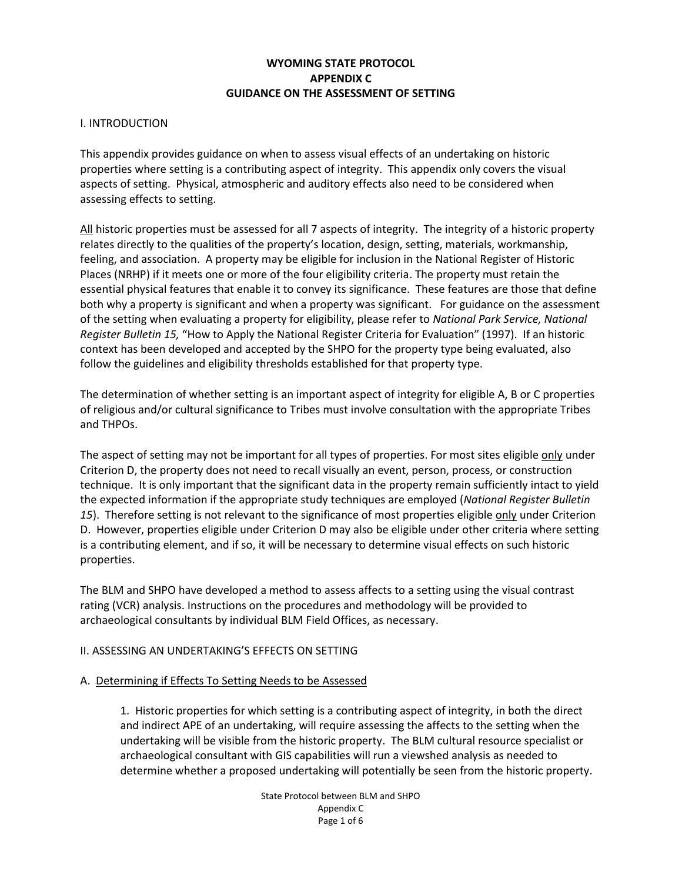# WYOMING STATE PROTOCOL
# APPENDIX C
# GUIDANCE ON THE ASSESSMENT OF SETTING

## I. INTRODUCTION

This appendix provides guidance on when to assess visual effects of an undertaking on historic properties where setting is a contributing aspect of integrity. This appendix only covers the visual aspects of setting. Physical, atmospheric and auditory effects also need to be considered when assessing effects to setting.

<u>All</u> historic properties must be assessed for all 7 aspects of integrity. The integrity of a historic property relates directly to the qualities of the property's location, design, setting, materials, workmanship, feeling, and association. A property may be eligible for inclusion in the National Register of Historic Places (NRHP) if it meets one or more of the four eligibility criteria. The property must retain the essential physical features that enable it to convey its significance. These features are those that define both why a property is significant and when a property was significant. For guidance on the assessment of the setting when evaluating a property for eligibility, please refer to *National Park Service, National Register Bulletin 15,* "How to Apply the National Register Criteria for Evaluation" (1997). If an historic context has been developed and accepted by the SHPO for the property type being evaluated, also follow the guidelines and eligibility thresholds established for that property type.

The determination of whether setting is an important aspect of integrity for eligible A, B or C properties of religious and/or cultural significance to Tribes must involve consultation with the appropriate Tribes and THPOs.

The aspect of setting may not be important for all types of properties. For most sites eligible <u>only</u> under Criterion D, the property does not need to recall visually an event, person, process, or construction technique. It is only important that the significant data in the property remain sufficiently intact to yield the expected information if the appropriate study techniques are employed (*National Register Bulletin 15*). Therefore setting is not relevant to the significance of most properties eligible <u>only</u> under Criterion D. However, properties eligible under Criterion D may also be eligible under other criteria where setting is a contributing element, and if so, it will be necessary to determine visual effects on such historic properties.

The BLM and SHPO have developed a method to assess affects to a setting using the visual contrast rating (VCR) analysis. Instructions on the procedures and methodology will be provided to archaeological consultants by individual BLM Field Offices, as necessary.

## II. ASSESSING AN UNDERTAKING'S EFFECTS ON SETTING

### A. <u>Determining if Effects To Setting Needs to be Assessed</u>

1. Historic properties for which setting is a contributing aspect of integrity, in both the direct and indirect APE of an undertaking, will require assessing the affects to the setting when the undertaking will be visible from the historic property. The BLM cultural resource specialist or archaeological consultant with GIS capabilities will run a viewshed analysis as needed to determine whether a proposed undertaking will potentially be seen from the historic property.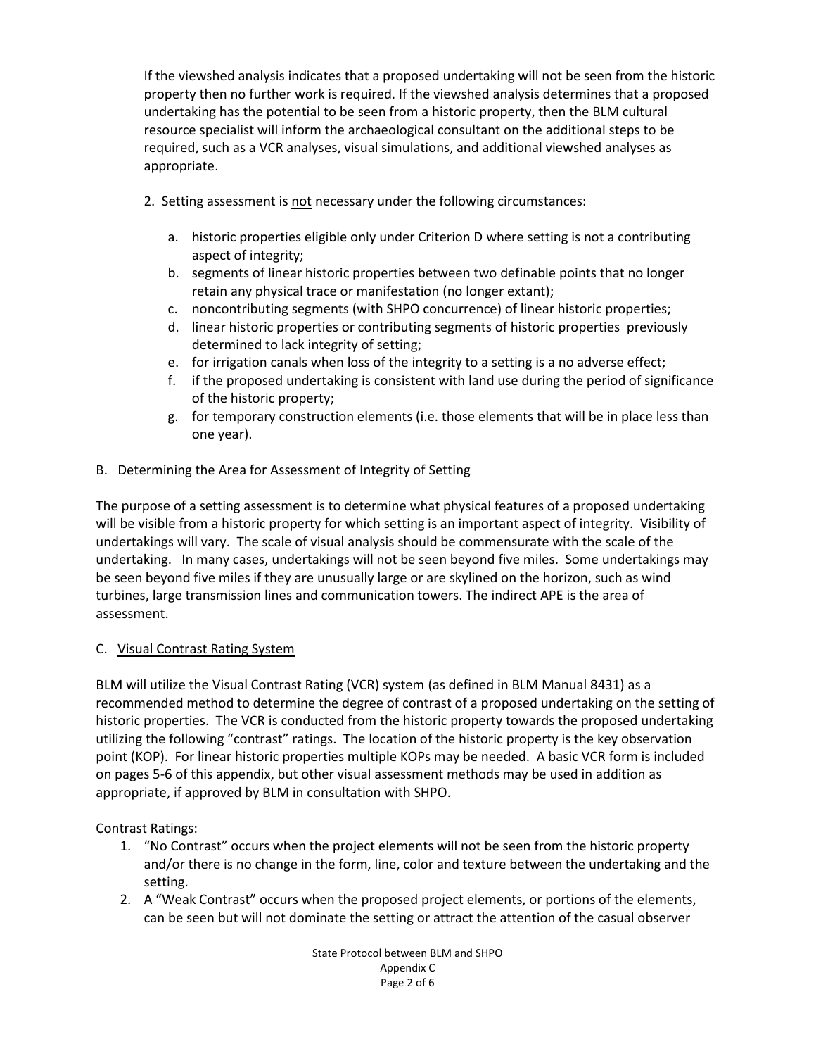If the viewshed analysis indicates that a proposed undertaking will not be seen from the historic property then no further work is required. If the viewshed analysis determines that a proposed undertaking has the potential to be seen from a historic property, then the BLM cultural resource specialist will inform the archaeological consultant on the additional steps to be required, such as a VCR analyses, visual simulations, and additional viewshed analyses as appropriate.

2. Setting assessment is <u>not</u> necessary under the following circumstances:

   a. historic properties eligible only under Criterion D where setting is not a contributing aspect of integrity;
   b. segments of linear historic properties between two definable points that no longer retain any physical trace or manifestation (no longer extant);
   c. noncontributing segments (with SHPO concurrence) of linear historic properties;
   d. linear historic properties or contributing segments of historic properties previously determined to lack integrity of setting;
   e. for irrigation canals when loss of the integrity to a setting is a no adverse effect;
   f. if the proposed undertaking is consistent with land use during the period of significance of the historic property;
   g. for temporary construction elements (i.e. those elements that will be in place less than one year).

B. <u>Determining the Area for Assessment of Integrity of Setting</u>

The purpose of a setting assessment is to determine what physical features of a proposed undertaking will be visible from a historic property for which setting is an important aspect of integrity. Visibility of undertakings will vary. The scale of visual analysis should be commensurate with the scale of the undertaking. In many cases, undertakings will not be seen beyond five miles. Some undertakings may be seen beyond five miles if they are unusually large or are skylined on the horizon, such as wind turbines, large transmission lines and communication towers. The indirect APE is the area of assessment.

C. <u>Visual Contrast Rating System</u>

BLM will utilize the Visual Contrast Rating (VCR) system (as defined in BLM Manual 8431) as a recommended method to determine the degree of contrast of a proposed undertaking on the setting of historic properties. The VCR is conducted from the historic property towards the proposed undertaking utilizing the following "contrast" ratings. The location of the historic property is the key observation point (KOP). For linear historic properties multiple KOPs may be needed. A basic VCR form is included on pages 5-6 of this appendix, but other visual assessment methods may be used in addition as appropriate, if approved by BLM in consultation with SHPO.

Contrast Ratings:

1. "No Contrast" occurs when the project elements will not be seen from the historic property and/or there is no change in the form, line, color and texture between the undertaking and the setting.
2. A "Weak Contrast" occurs when the proposed project elements, or portions of the elements, can be seen but will not dominate the setting or attract the attention of the casual observer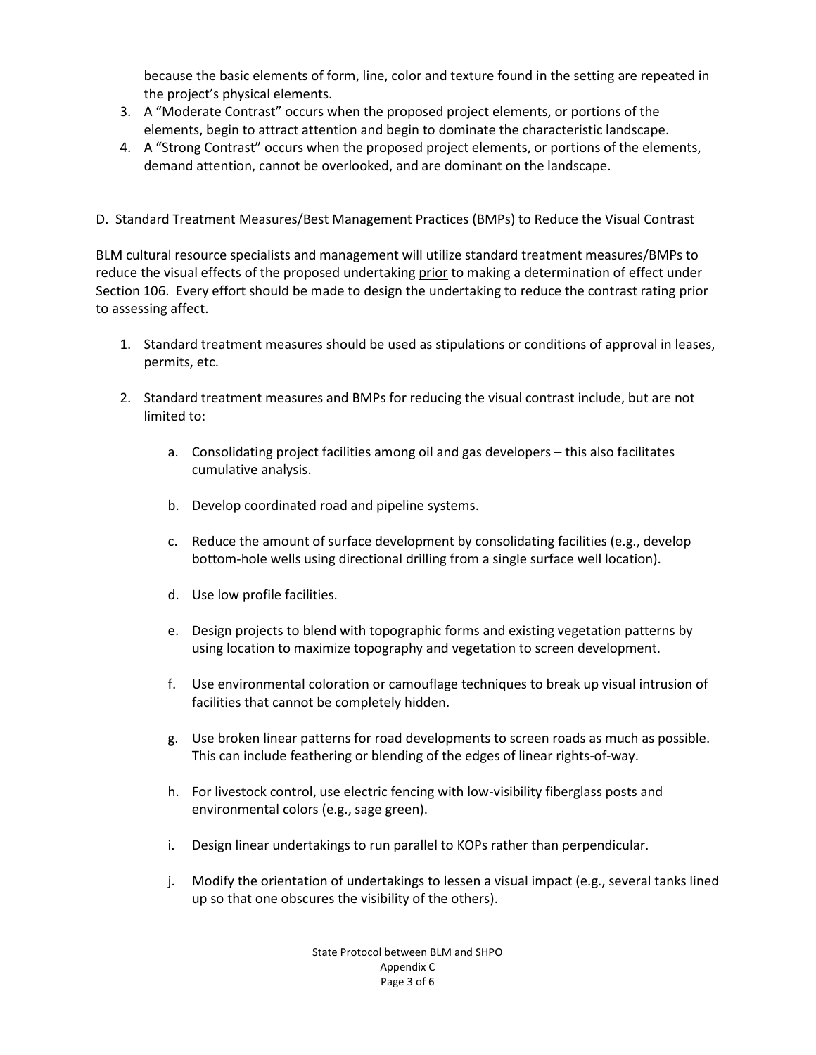because the basic elements of form, line, color and texture found in the setting are repeated in the project's physical elements.

3. A "Moderate Contrast" occurs when the proposed project elements, or portions of the elements, begin to attract attention and begin to dominate the characteristic landscape.
4. A "Strong Contrast" occurs when the proposed project elements, or portions of the elements, demand attention, cannot be overlooked, and are dominant on the landscape.

D. Standard Treatment Measures/Best Management Practices (BMPs) to Reduce the Visual Contrast

BLM cultural resource specialists and management will utilize standard treatment measures/BMPs to reduce the visual effects of the proposed undertaking prior to making a determination of effect under Section 106. Every effort should be made to design the undertaking to reduce the contrast rating prior to assessing affect.

1. Standard treatment measures should be used as stipulations or conditions of approval in leases, permits, etc.

2. Standard treatment measures and BMPs for reducing the visual contrast include, but are not limited to:

   a. Consolidating project facilities among oil and gas developers – this also facilitates cumulative analysis.

   b. Develop coordinated road and pipeline systems.

   c. Reduce the amount of surface development by consolidating facilities (e.g., develop bottom-hole wells using directional drilling from a single surface well location).

   d. Use low profile facilities.

   e. Design projects to blend with topographic forms and existing vegetation patterns by using location to maximize topography and vegetation to screen development.

   f. Use environmental coloration or camouflage techniques to break up visual intrusion of facilities that cannot be completely hidden.

   g. Use broken linear patterns for road developments to screen roads as much as possible. This can include feathering or blending of the edges of linear rights-of-way.

   h. For livestock control, use electric fencing with low-visibility fiberglass posts and environmental colors (e.g., sage green).

   i. Design linear undertakings to run parallel to KOPs rather than perpendicular.

   j. Modify the orientation of undertakings to lessen a visual impact (e.g., several tanks lined up so that one obscures the visibility of the others).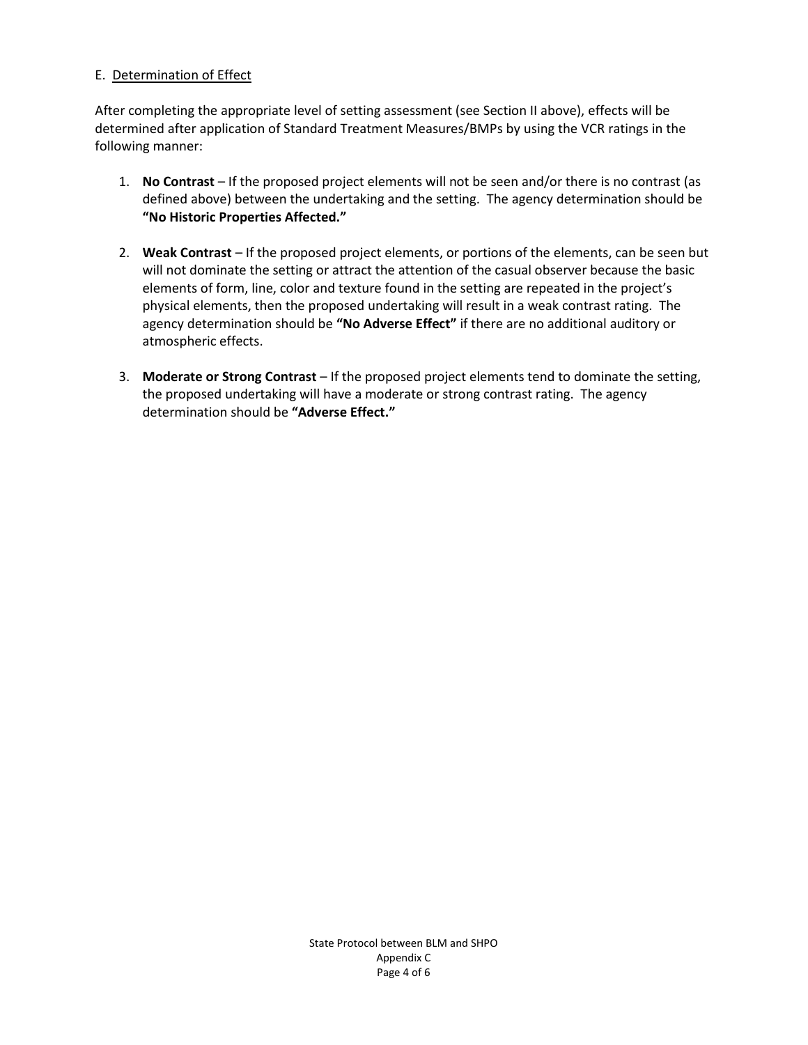E. <u>Determination of Effect</u>

After completing the appropriate level of setting assessment (see Section II above), effects will be determined after application of Standard Treatment Measures/BMPs by using the VCR ratings in the following manner:

1. **No Contrast** – If the proposed project elements will not be seen and/or there is no contrast (as defined above) between the undertaking and the setting. The agency determination should be **"No Historic Properties Affected."**

2. **Weak Contrast** – If the proposed project elements, or portions of the elements, can be seen but will not dominate the setting or attract the attention of the casual observer because the basic elements of form, line, color and texture found in the setting are repeated in the project's physical elements, then the proposed undertaking will result in a weak contrast rating. The agency determination should be **"No Adverse Effect"** if there are no additional auditory or atmospheric effects.

3. **Moderate or Strong Contrast** – If the proposed project elements tend to dominate the setting, the proposed undertaking will have a moderate or strong contrast rating. The agency determination should be **"Adverse Effect."**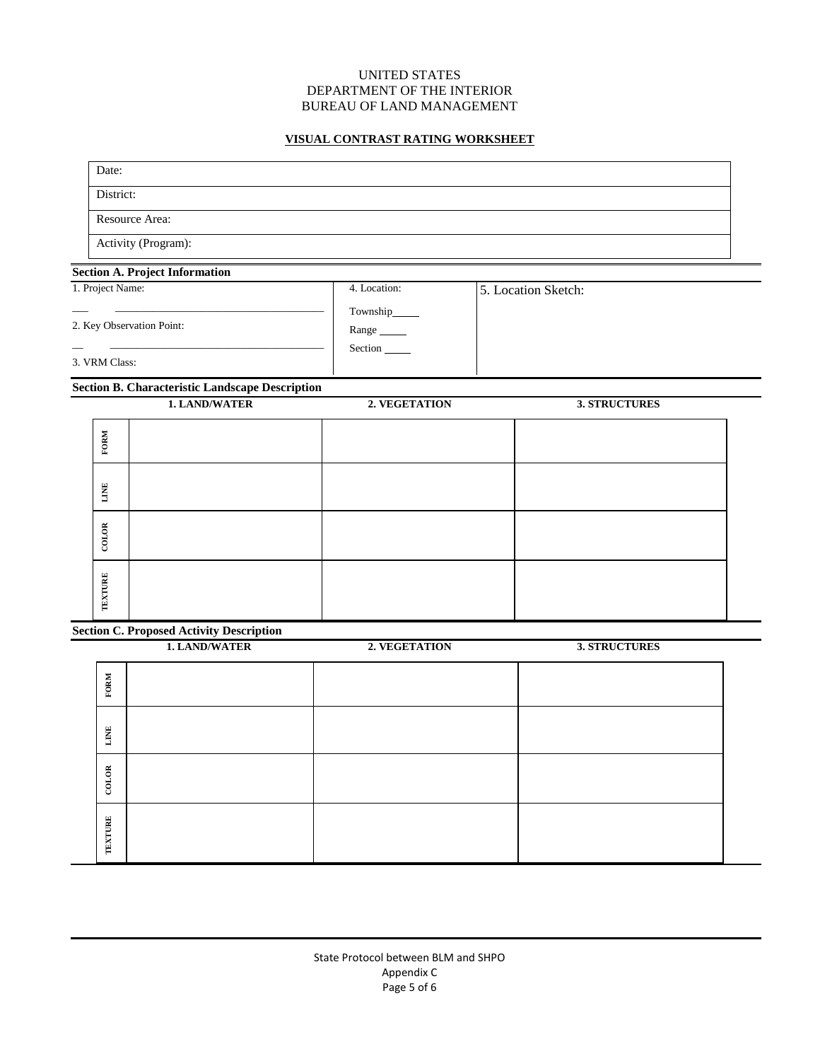UNITED STATES
DEPARTMENT OF THE INTERIOR
BUREAU OF LAND MANAGEMENT

**VISUAL CONTRAST RATING WORKSHEET**

| Date: |
|---|
| District: |
| Resource Area: |
| Activity (Program): |

**Section A. Project Information**

| 1. Project Name: | 4. Location: | 5. Location Sketch: |
|---|---|---|
| 2. Key Observation Point: | Township_____ | |
| 3. VRM Class: | Range _____ | |
| | Section _____ | |

**Section B. Characteristic Landscape Description**

| | 1. LAND/WATER | 2. VEGETATION | 3. STRUCTURES |
|---|---|---|---|
| FORM | | | |
| LINE | | | |
| COLOR | | | |
| TEXTURE | | | |

**Section C. Proposed Activity Description**

| | 1. LAND/WATER | 2. VEGETATION | 3. STRUCTURES |
|---|---|---|---|
| FORM | | | |
| LINE | | | |
| COLOR | | | |
| TEXTURE | | | |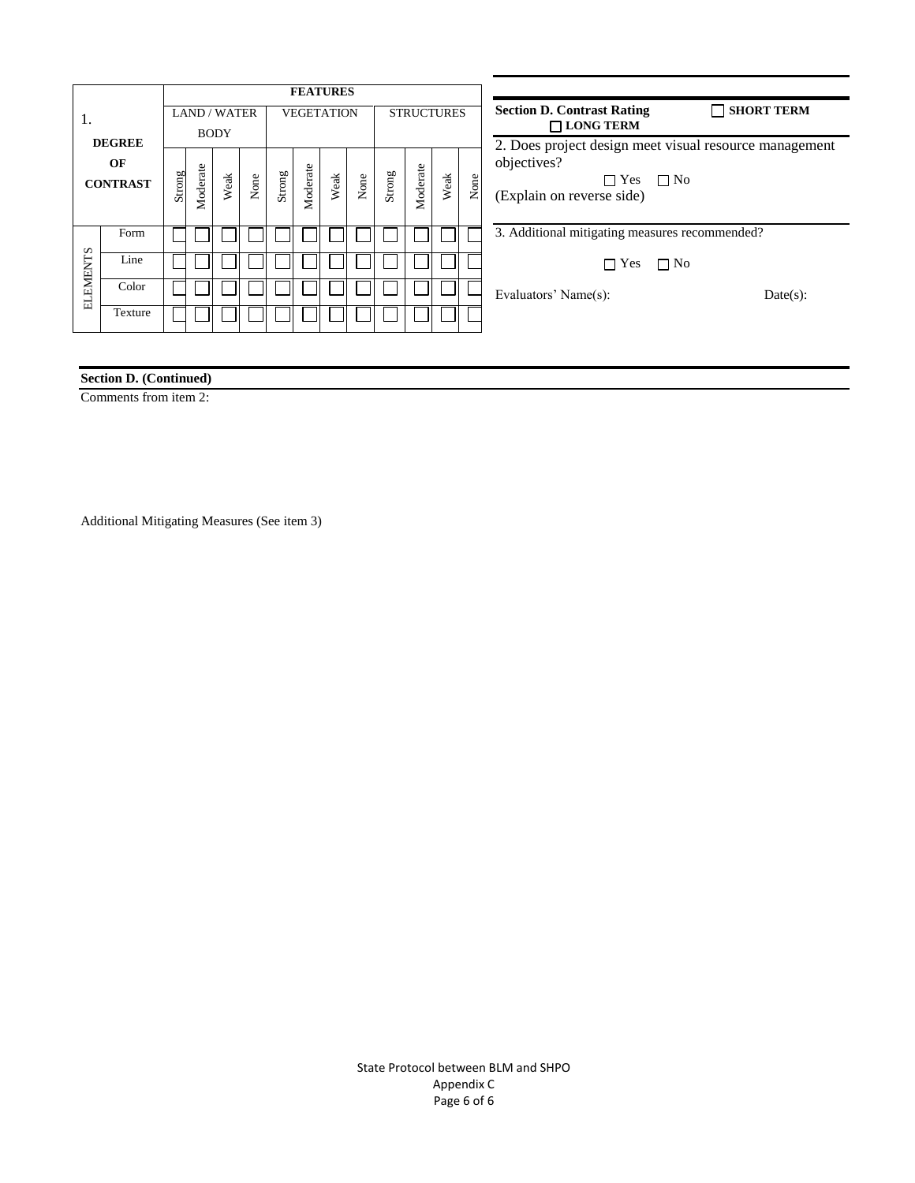| 1. DEGREE OF CONTRAST | | FEATURES | | | | | | | | | | | |
|---|---|---|---|---|---|---|---|---|---|---|---|---|---|
| | | LAND / WATER BODY | | | | VEGETATION | | | | STRUCTURES | | | |
| | | Strong | Moderate | Weak | None | Strong | Moderate | Weak | None | Strong | Moderate | Weak | None |
| ELEMENTS | Form | ☐ | ☐ | ☐ | ☐ | ☐ | ☐ | ☐ | ☐ | ☐ | ☐ | ☐ | ☐ |
| | Line | ☐ | ☐ | ☐ | ☐ | ☐ | ☐ | ☐ | ☐ | ☐ | ☐ | ☐ | ☐ |
| | Color | ☐ | ☐ | ☐ | ☐ | ☐ | ☐ | ☐ | ☐ | ☐ | ☐ | ☐ | ☐ |
| | Texture | ☐ | ☐ | ☐ | ☐ | ☐ | ☐ | ☐ | ☐ | ☐ | ☐ | ☐ | ☐ |

**Section D. Contrast Rating** ☐ **SHORT TERM** ☐ **LONG TERM**

2. Does project design meet visual resource management objectives?

☐ Yes ☐ No

(Explain on reverse side)

3. Additional mitigating measures recommended?

☐ Yes ☐ No

Evaluators' Name(s): Date(s):

**Section D. (Continued)**

Comments from item 2:

Additional Mitigating Measures (See item 3)